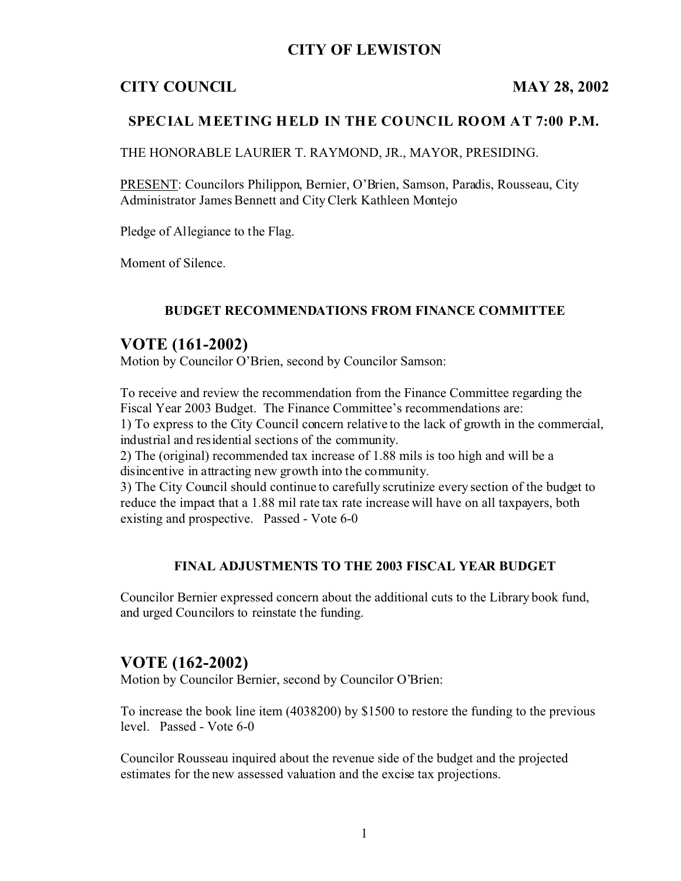# CITY OF LEWISTON

**CITY COUNCIL** **MAY 28, 2002**

### SPECIAL MEETING HELD IN THE COUNCIL ROOM AT 7:00 P.M.

THE HONORABLE LAURIER T. RAYMOND, JR., MAYOR, PRESIDING.

PRESENT: Councilors Philippon, Bernier, O'Brien, Samson, Paradis, Rousseau, City Administrator James Bennett and City Clerk Kathleen Montejo

Pledge of Allegiance to the Flag.

Moment of Silence.

#### BUDGET RECOMMENDATIONS FROM FINANCE COMMITTEE

## VOTE (161-2002)

Motion by Councilor O'Brien, second by Councilor Samson:

To receive and review the recommendation from the Finance Committee regarding the Fiscal Year 2003 Budget. The Finance Committee's recommendations are:
1) To express to the City Council concern relative to the lack of growth in the commercial, industrial and residential sections of the community.
2) The (original) recommended tax increase of 1.88 mils is too high and will be a disincentive in attracting new growth into the community.
3) The City Council should continue to carefully scrutinize every section of the budget to reduce the impact that a 1.88 mil rate tax rate increase will have on all taxpayers, both existing and prospective. Passed - Vote 6-0

#### FINAL ADJUSTMENTS TO THE 2003 FISCAL YEAR BUDGET

Councilor Bernier expressed concern about the additional cuts to the Library book fund, and urged Councilors to reinstate the funding.

## VOTE (162-2002)

Motion by Councilor Bernier, second by Councilor O'Brien:

To increase the book line item (4038200) by $1500 to restore the funding to the previous level. Passed - Vote 6-0

Councilor Rousseau inquired about the revenue side of the budget and the projected estimates for the new assessed valuation and the excise tax projections.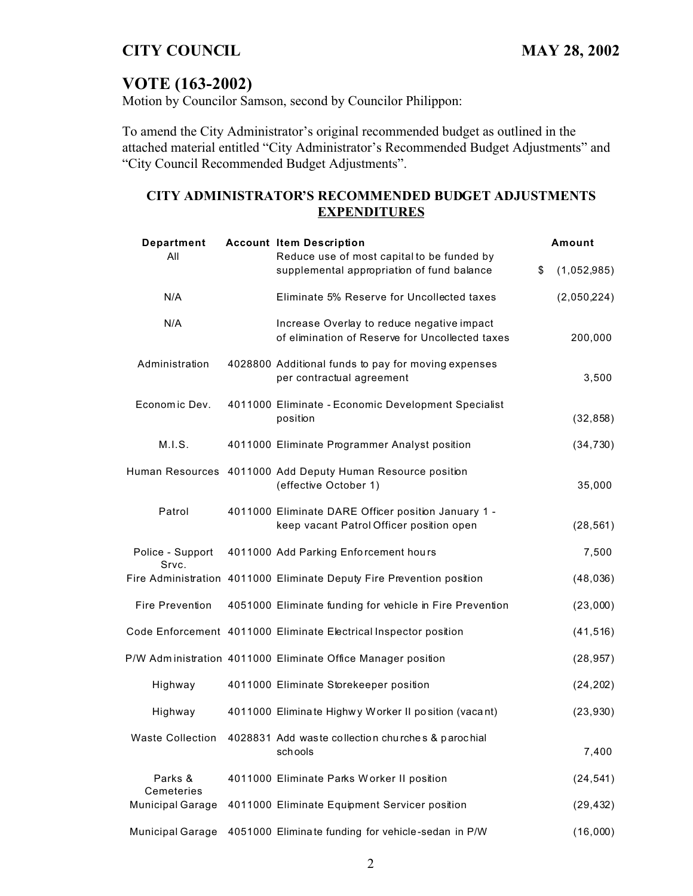## VOTE (163-2002)

Motion by Councilor Samson, second by Councilor Philippon:

To amend the City Administrator's original recommended budget as outlined in the attached material entitled "City Administrator's Recommended Budget Adjustments" and "City Council Recommended Budget Adjustments".

### CITY ADMINISTRATOR'S RECOMMENDED BUDGET ADJUSTMENTS
### EXPENDITURES

| Department | Account | Item Description | Amount |
|---|---|---|---|
| All | | Reduce use of most capital to be funded by supplemental appropriation of fund balance | $ (1,052,985) |
| N/A | | Eliminate 5% Reserve for Uncollected taxes | (2,050,224) |
| N/A | | Increase Overlay to reduce negative impact of elimination of Reserve for Uncollected taxes | 200,000 |
| Administration | 4028800 | Additional funds to pay for moving expenses per contractual agreement | 3,500 |
| Economic Dev. | 4011000 | Eliminate - Economic Development Specialist position | (32,858) |
| M.I.S. | 4011000 | Eliminate Programmer Analyst position | (34,730) |
| Human Resources | 4011000 | Add Deputy Human Resource position (effective October 1) | 35,000 |
| Patrol | 4011000 | Eliminate DARE Officer position January 1 - keep vacant Patrol Officer position open | (28,561) |
| Police - Support Srvc. | 4011000 | Add Parking Enforcement hours | 7,500 |
| Fire Administration | 4011000 | Eliminate Deputy Fire Prevention position | (48,036) |
| Fire Prevention | 4051000 | Eliminate funding for vehicle in Fire Prevention | (23,000) |
| Code Enforcement | 4011000 | Eliminate Electrical Inspector position | (41,516) |
| P/W Administration | 4011000 | Eliminate Office Manager position | (28,957) |
| Highway | 4011000 | Eliminate Storekeeper position | (24,202) |
| Highway | 4011000 | Eliminate Highwy Worker II position (vacant) | (23,930) |
| Waste Collection | 4028831 | Add waste collection churches & parochial schools | 7,400 |
| Parks & Cemeteries | 4011000 | Eliminate Parks Worker II position | (24,541) |
| Municipal Garage | 4011000 | Eliminate Equipment Servicer position | (29,432) |
| Municipal Garage | 4051000 | Eliminate funding for vehicle-sedan in P/W | (16,000) |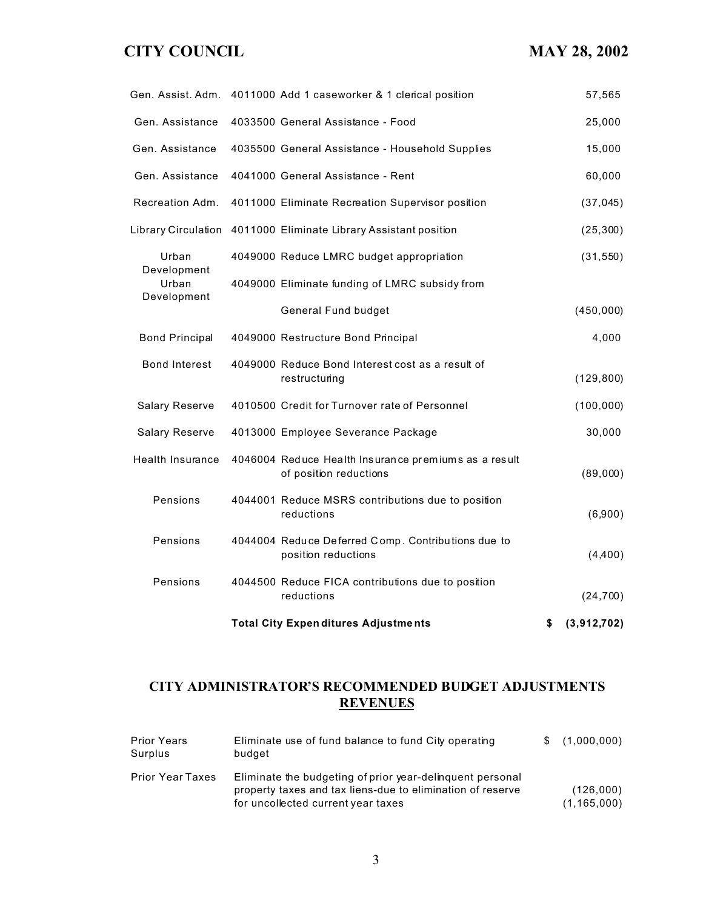| | | | |
|---|---|---|---|
| Gen. Assist. Adm. | 4011000 | Add 1 caseworker & 1 clerical position | 57,565 |
| Gen. Assistance | 4033500 | General Assistance - Food | 25,000 |
| Gen. Assistance | 4035500 | General Assistance - Household Supplies | 15,000 |
| Gen. Assistance | 4041000 | General Assistance - Rent | 60,000 |
| Recreation Adm. | 4011000 | Eliminate Recreation Supervisor position | (37,045) |
| Library Circulation | 4011000 | Eliminate Library Assistant position | (25,300) |
| Urban Development | 4049000 | Reduce LMRC budget appropriation | (31,550) |
| Urban Development | 4049000 | Eliminate funding of LMRC subsidy from General Fund budget | (450,000) |
| Bond Principal | 4049000 | Restructure Bond Principal | 4,000 |
| Bond Interest | 4049000 | Reduce Bond Interest cost as a result of restructuring | (129,800) |
| Salary Reserve | 4010500 | Credit for Turnover rate of Personnel | (100,000) |
| Salary Reserve | 4013000 | Employee Severance Package | 30,000 |
| Health Insurance | 4046004 | Reduce Health Insurance premiums as a result of position reductions | (89,000) |
| Pensions | 4044001 | Reduce MSRS contributions due to position reductions | (6,900) |
| Pensions | 4044004 | Reduce Deferred Comp. Contributions due to position reductions | (4,400) |
| Pensions | 4044500 | Reduce FICA contributions due to position reductions | (24,700) |
| | | **Total City Expenditures Adjustments** | **$ (3,912,702)** |

## CITY ADMINISTRATOR'S RECOMMENDED BUDGET ADJUSTMENTS
## REVENUES

| | | |
|---|---|---|
| Prior Years Surplus | Eliminate use of fund balance to fund City operating budget | $ (1,000,000) |
| Prior Year Taxes | Eliminate the budgeting of prior year-delinquent personal property taxes and tax liens-due to elimination of reserve for uncollected current year taxes | (126,000)<br>(1,165,000) |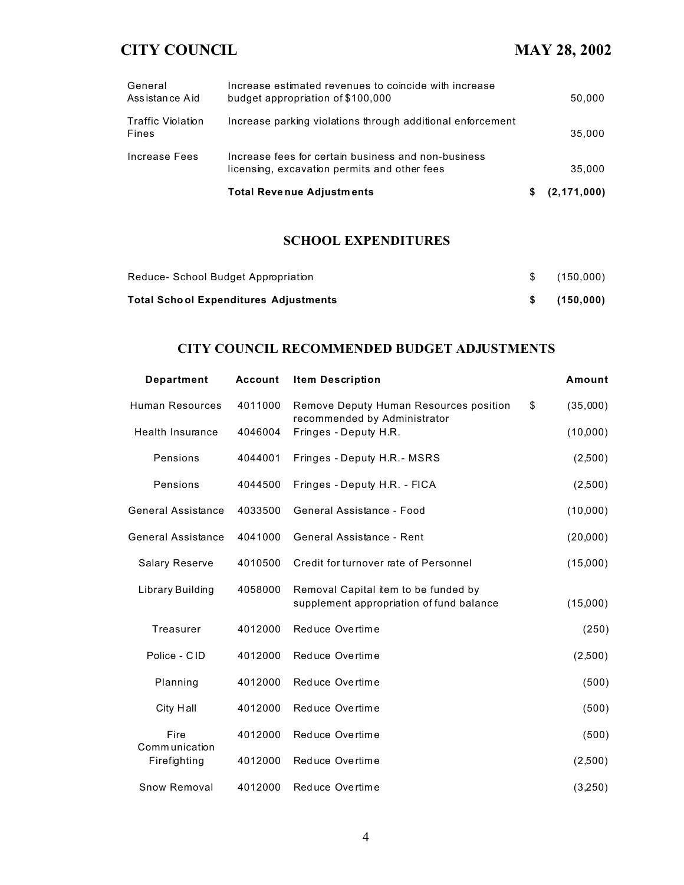| | | | |
|---|---|---|---|
| General Assistance Aid | Increase estimated revenues to coincide with increase budget appropriation of $100,000 | | 50,000 |
| Traffic Violation Fines | Increase parking violations through additional enforcement | | 35,000 |
| Increase Fees | Increase fees for certain business and non-business licensing, excavation permits and other fees | | 35,000 |
| | **Total Revenue Adjustments** | **$** | **(2,171,000)** |

## SCHOOL EXPENDITURES

| | | |
|---|---|---|
| Reduce- School Budget Appropriation | $ | (150,000) |
| **Total School Expenditures Adjustments** | **$** | **(150,000)** |

## CITY COUNCIL RECOMMENDED BUDGET ADJUSTMENTS

| Department | Account | Item Description | | Amount |
|---|---|---|---|---|
| Human Resources | 4011000 | Remove Deputy Human Resources position recommended by Administrator | $ | (35,000) |
| Health Insurance | 4046004 | Fringes - Deputy H.R. | | (10,000) |
| Pensions | 4044001 | Fringes - Deputy H.R.- MSRS | | (2,500) |
| Pensions | 4044500 | Fringes - Deputy H.R. - FICA | | (2,500) |
| General Assistance | 4033500 | General Assistance - Food | | (10,000) |
| General Assistance | 4041000 | General Assistance - Rent | | (20,000) |
| Salary Reserve | 4010500 | Credit for turnover rate of Personnel | | (15,000) |
| Library Building | 4058000 | Removal Capital item to be funded by supplement appropriation of fund balance | | (15,000) |
| Treasurer | 4012000 | Reduce Overtime | | (250) |
| Police - CID | 4012000 | Reduce Overtime | | (2,500) |
| Planning | 4012000 | Reduce Overtime | | (500) |
| City Hall | 4012000 | Reduce Overtime | | (500) |
| Fire Communication | 4012000 | Reduce Overtime | | (500) |
| Firefighting | 4012000 | Reduce Overtime | | (2,500) |
| Snow Removal | 4012000 | Reduce Overtime | | (3,250) |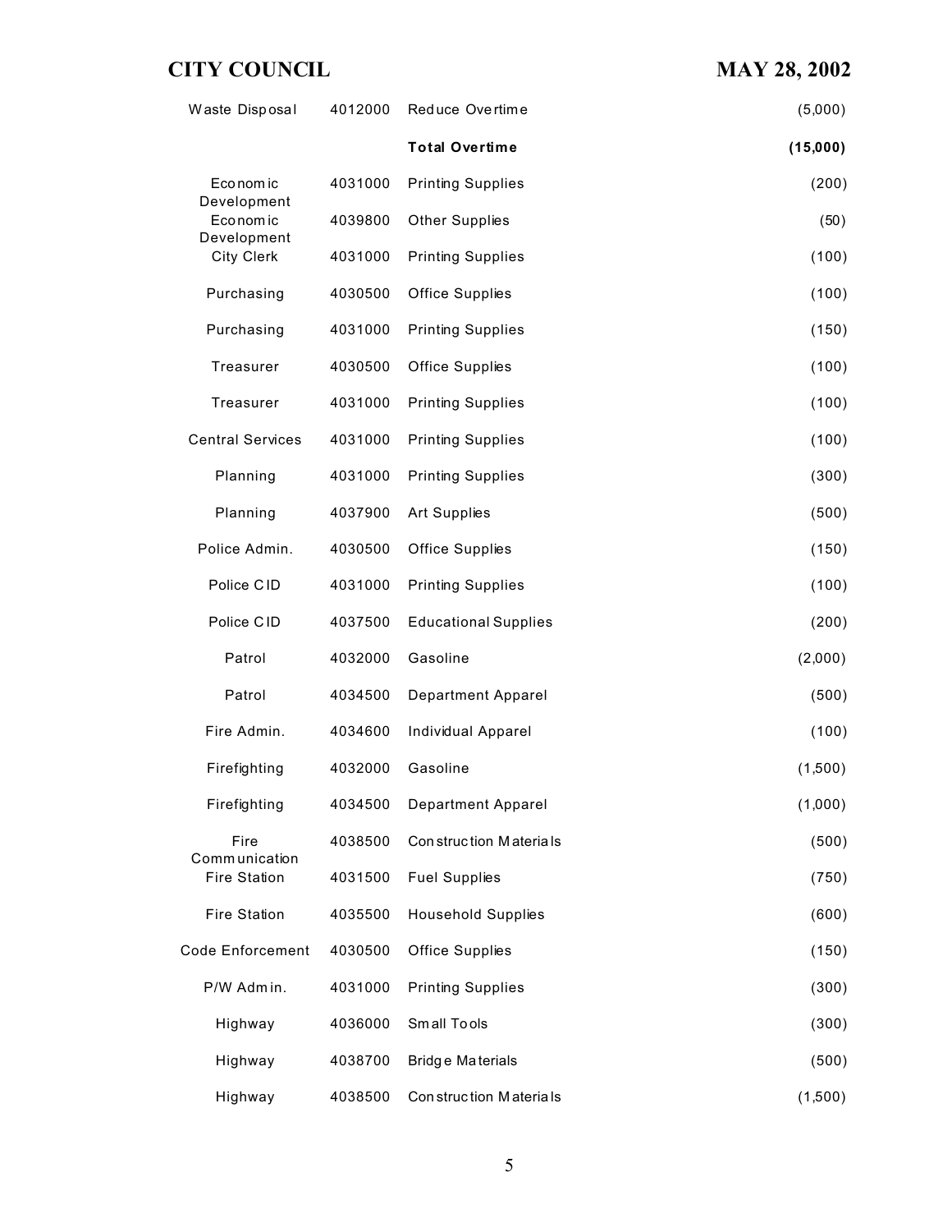| | | | |
|---|---|---|---|
| Waste Disposal | 4012000 | Reduce Overtime | (5,000) |
| | | **Total Overtime** | **(15,000)** |
| Economic Development | 4031000 | Printing Supplies | (200) |
| Economic Development | 4039800 | Other Supplies | (50) |
| City Clerk | 4031000 | Printing Supplies | (100) |
| Purchasing | 4030500 | Office Supplies | (100) |
| Purchasing | 4031000 | Printing Supplies | (150) |
| Treasurer | 4030500 | Office Supplies | (100) |
| Treasurer | 4031000 | Printing Supplies | (100) |
| Central Services | 4031000 | Printing Supplies | (100) |
| Planning | 4031000 | Printing Supplies | (300) |
| Planning | 4037900 | Art Supplies | (500) |
| Police Admin. | 4030500 | Office Supplies | (150) |
| Police CID | 4031000 | Printing Supplies | (100) |
| Police CID | 4037500 | Educational Supplies | (200) |
| Patrol | 4032000 | Gasoline | (2,000) |
| Patrol | 4034500 | Department Apparel | (500) |
| Fire Admin. | 4034600 | Individual Apparel | (100) |
| Firefighting | 4032000 | Gasoline | (1,500) |
| Firefighting | 4034500 | Department Apparel | (1,000) |
| Fire Communication | 4038500 | Construction Materials | (500) |
| Fire Station | 4031500 | Fuel Supplies | (750) |
| Fire Station | 4035500 | Household Supplies | (600) |
| Code Enforcement | 4030500 | Office Supplies | (150) |
| P/W Admin. | 4031000 | Printing Supplies | (300) |
| Highway | 4036000 | Small Tools | (300) |
| Highway | 4038700 | Bridge Materials | (500) |
| Highway | 4038500 | Construction Materials | (1,500) |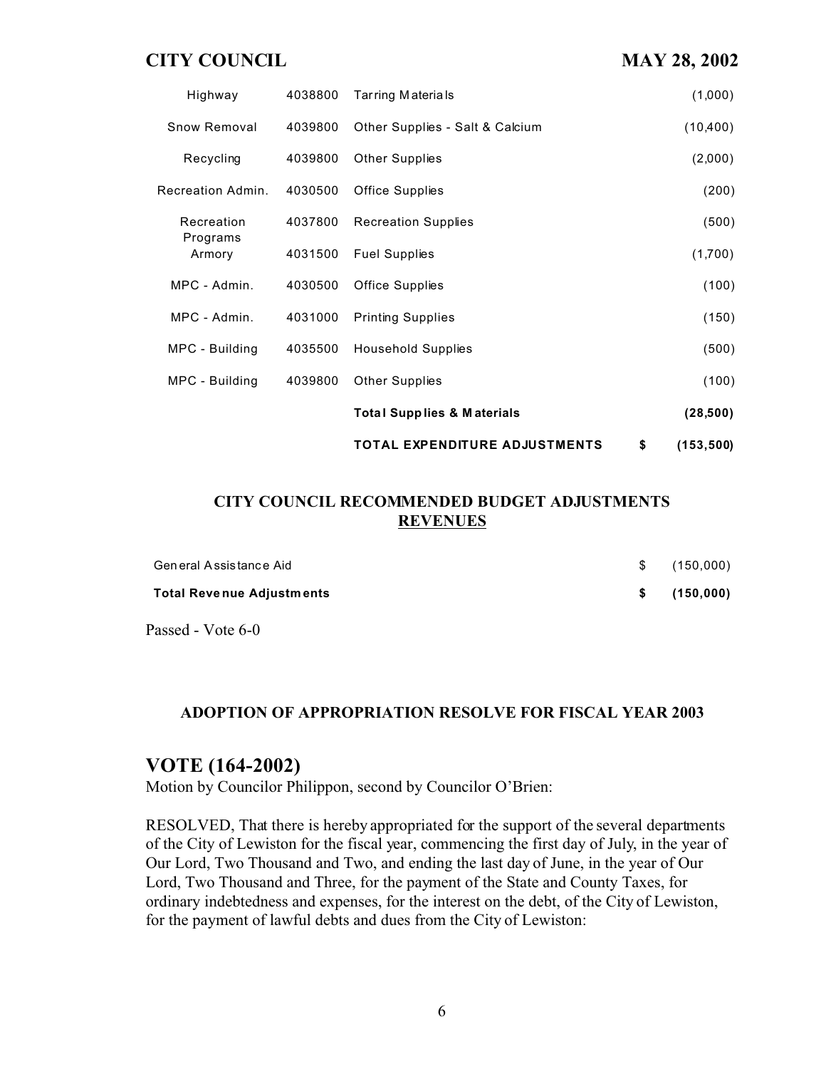| | | | | |
|---|---|---|---|---|
| Highway | 4038800 | Tarring Materials | | (1,000) |
| Snow Removal | 4039800 | Other Supplies - Salt & Calcium | | (10,400) |
| Recycling | 4039800 | Other Supplies | | (2,000) |
| Recreation Admin. | 4030500 | Office Supplies | | (200) |
| Recreation Programs | 4037800 | Recreation Supplies | | (500) |
| Armory | 4031500 | Fuel Supplies | | (1,700) |
| MPC - Admin. | 4030500 | Office Supplies | | (100) |
| MPC - Admin. | 4031000 | Printing Supplies | | (150) |
| MPC - Building | 4035500 | Household Supplies | | (500) |
| MPC - Building | 4039800 | Other Supplies | | (100) |
| | | **Total Supplies & Materials** | | **(28,500)** |
| | | **TOTAL EXPENDITURE ADJUSTMENTS** | **$** | **(153,500)** |

**CITY COUNCIL RECOMMENDED BUDGET ADJUSTMENTS**
**REVENUES**

| | | |
|---|---|---|
| General Assistance Aid | $ | (150,000) |
| **Total Revenue Adjustments** | **$** | **(150,000)** |

Passed - Vote 6-0

**ADOPTION OF APPROPRIATION RESOLVE FOR FISCAL YEAR 2003**

## VOTE (164-2002)

Motion by Councilor Philippon, second by Councilor O'Brien:

RESOLVED, That there is hereby appropriated for the support of the several departments of the City of Lewiston for the fiscal year, commencing the first day of July, in the year of Our Lord, Two Thousand and Two, and ending the last day of June, in the year of Our Lord, Two Thousand and Three, for the payment of the State and County Taxes, for ordinary indebtedness and expenses, for the interest on the debt, of the City of Lewiston, for the payment of lawful debts and dues from the City of Lewiston: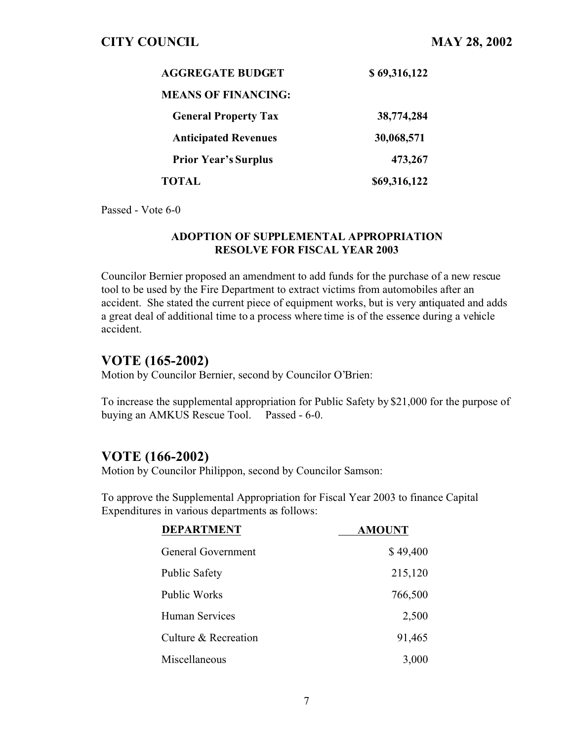| **AGGREGATE BUDGET** | **$ 69,316,122** |
|---|---|
| **MEANS OF FINANCING:** | |
| **General Property Tax** | **38,774,284** |
| **Anticipated Revenues** | **30,068,571** |
| **Prior Year's Surplus** | **473,267** |
| **TOTAL** | **$69,316,122** |

Passed - Vote 6-0

### ADOPTION OF SUPPLEMENTAL APPROPRIATION RESOLVE FOR FISCAL YEAR 2003

Councilor Bernier proposed an amendment to add funds for the purchase of a new rescue tool to be used by the Fire Department to extract victims from automobiles after an accident. She stated the current piece of equipment works, but is very antiquated and adds a great deal of additional time to a process where time is of the essence during a vehicle accident.

## VOTE (165-2002)

Motion by Councilor Bernier, second by Councilor O'Brien:

To increase the supplemental appropriation for Public Safety by $21,000 for the purpose of buying an AMKUS Rescue Tool. Passed - 6-0.

## VOTE (166-2002)

Motion by Councilor Philippon, second by Councilor Samson:

To approve the Supplemental Appropriation for Fiscal Year 2003 to finance Capital Expenditures in various departments as follows:

| DEPARTMENT | AMOUNT |
|---|---|
| General Government | $ 49,400 |
| Public Safety | 215,120 |
| Public Works | 766,500 |
| Human Services | 2,500 |
| Culture & Recreation | 91,465 |
| Miscellaneous | 3,000 |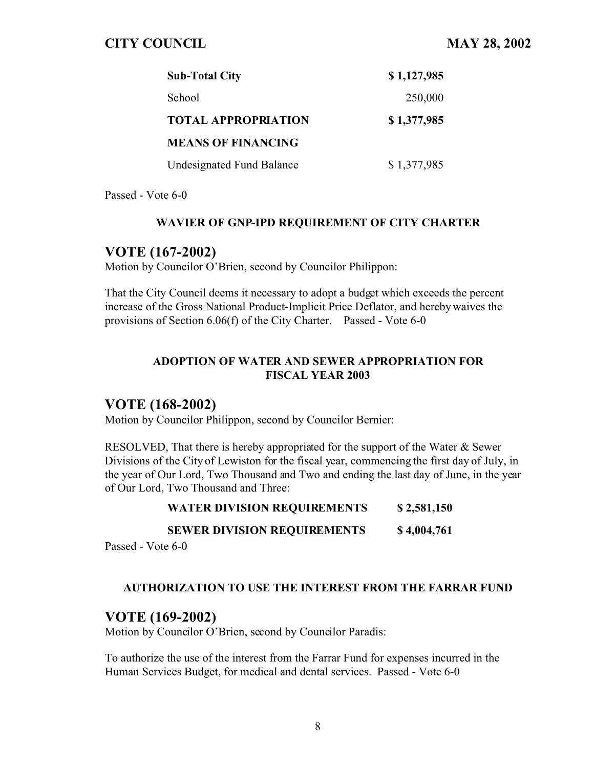| | |
|---|---|
| **Sub-Total City** | **$ 1,127,985** |
| School | 250,000 |
| **TOTAL APPROPRIATION** | **$ 1,377,985** |
| **MEANS OF FINANCING** | |
| Undesignated Fund Balance | $ 1,377,985 |

Passed - Vote 6-0

**WAVIER OF GNP-IPD REQUIREMENT OF CITY CHARTER**

## VOTE (167-2002)

Motion by Councilor O'Brien, second by Councilor Philippon:

That the City Council deems it necessary to adopt a budget which exceeds the percent increase of the Gross National Product-Implicit Price Deflator, and hereby waives the provisions of Section 6.06(f) of the City Charter. Passed - Vote 6-0

**ADOPTION OF WATER AND SEWER APPROPRIATION FOR FISCAL YEAR 2003**

## VOTE (168-2002)

Motion by Councilor Philippon, second by Councilor Bernier:

RESOLVED, That there is hereby appropriated for the support of the Water & Sewer Divisions of the City of Lewiston for the fiscal year, commencing the first day of July, in the year of Our Lord, Two Thousand and Two and ending the last day of June, in the year of Our Lord, Two Thousand and Three:

| | |
|---|---|
| **WATER DIVISION REQUIREMENTS** | **$ 2,581,150** |
| **SEWER DIVISION REQUIREMENTS** | **$ 4,004,761** |

Passed - Vote 6-0

**AUTHORIZATION TO USE THE INTEREST FROM THE FARRAR FUND**

## VOTE (169-2002)

Motion by Councilor O'Brien, second by Councilor Paradis:

To authorize the use of the interest from the Farrar Fund for expenses incurred in the Human Services Budget, for medical and dental services. Passed - Vote 6-0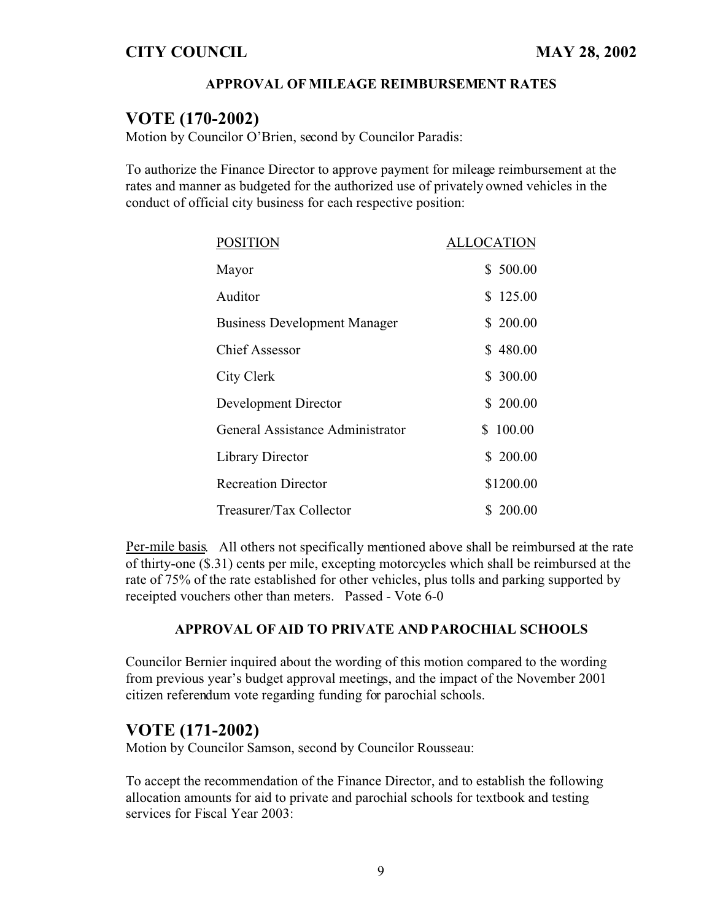### APPROVAL OF MILEAGE REIMBURSEMENT RATES

## VOTE (170-2002)

Motion by Councilor O'Brien, second by Councilor Paradis:

To authorize the Finance Director to approve payment for mileage reimbursement at the rates and manner as budgeted for the authorized use of privately owned vehicles in the conduct of official city business for each respective position:

| POSITION | ALLOCATION |
|---|---|
| Mayor | $ 500.00 |
| Auditor | $ 125.00 |
| Business Development Manager | $ 200.00 |
| Chief Assessor | $ 480.00 |
| City Clerk | $ 300.00 |
| Development Director | $ 200.00 |
| General Assistance Administrator | $ 100.00 |
| Library Director | $ 200.00 |
| Recreation Director | $1200.00 |
| Treasurer/Tax Collector | $ 200.00 |

Per-mile basis. All others not specifically mentioned above shall be reimbursed at the rate of thirty-one ($.31) cents per mile, excepting motorcycles which shall be reimbursed at the rate of 75% of the rate established for other vehicles, plus tolls and parking supported by receipted vouchers other than meters. Passed - Vote 6-0

### APPROVAL OF AID TO PRIVATE AND PAROCHIAL SCHOOLS

Councilor Bernier inquired about the wording of this motion compared to the wording from previous year's budget approval meetings, and the impact of the November 2001 citizen referendum vote regarding funding for parochial schools.

## VOTE (171-2002)

Motion by Councilor Samson, second by Councilor Rousseau:

To accept the recommendation of the Finance Director, and to establish the following allocation amounts for aid to private and parochial schools for textbook and testing services for Fiscal Year 2003: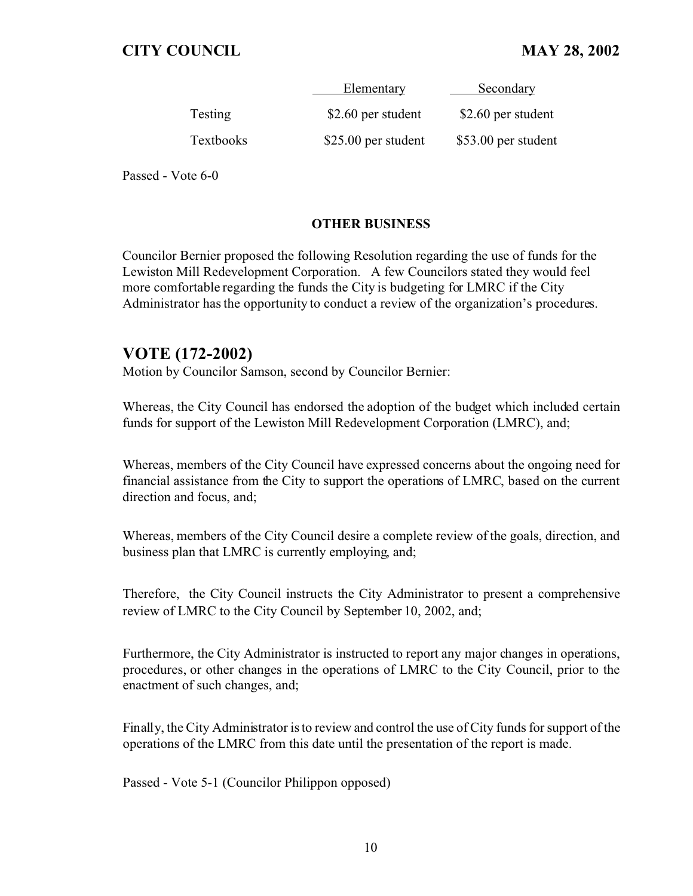| | Elementary | Secondary |
|---|---|---|
| Testing | $2.60 per student | $2.60 per student |
| Textbooks | $25.00 per student | $53.00 per student |

Passed - Vote 6-0

**OTHER BUSINESS**

Councilor Bernier proposed the following Resolution regarding the use of funds for the Lewiston Mill Redevelopment Corporation. A few Councilors stated they would feel more comfortable regarding the funds the City is budgeting for LMRC if the City Administrator has the opportunity to conduct a review of the organization's procedures.

## VOTE (172-2002)

Motion by Councilor Samson, second by Councilor Bernier:

Whereas, the City Council has endorsed the adoption of the budget which included certain funds for support of the Lewiston Mill Redevelopment Corporation (LMRC), and;

Whereas, members of the City Council have expressed concerns about the ongoing need for financial assistance from the City to support the operations of LMRC, based on the current direction and focus, and;

Whereas, members of the City Council desire a complete review of the goals, direction, and business plan that LMRC is currently employing, and;

Therefore, the City Council instructs the City Administrator to present a comprehensive review of LMRC to the City Council by September 10, 2002, and;

Furthermore, the City Administrator is instructed to report any major changes in operations, procedures, or other changes in the operations of LMRC to the City Council, prior to the enactment of such changes, and;

Finally, the City Administrator is to review and control the use of City funds for support of the operations of the LMRC from this date until the presentation of the report is made.

Passed - Vote 5-1 (Councilor Philippon opposed)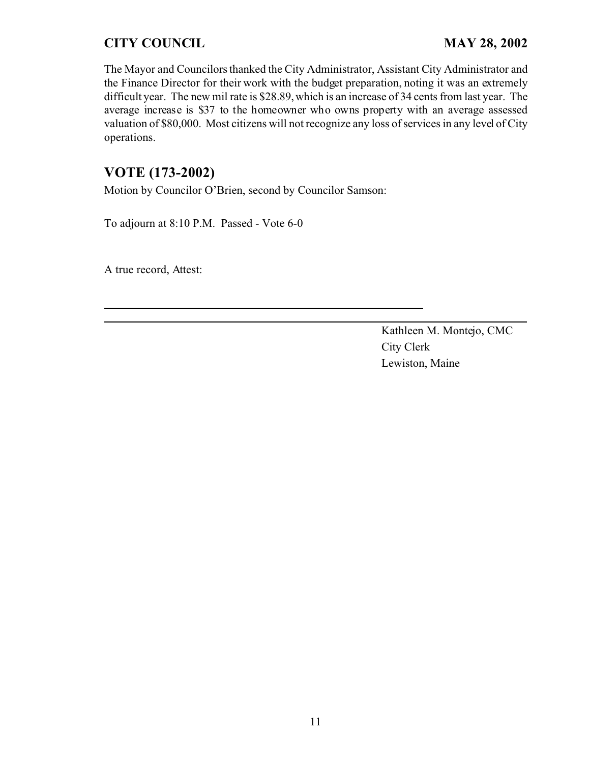The Mayor and Councilors thanked the City Administrator, Assistant City Administrator and the Finance Director for their work with the budget preparation, noting it was an extremely difficult year. The new mil rate is $28.89, which is an increase of 34 cents from last year. The average increase is $37 to the homeowner who owns property with an average assessed valuation of $80,000. Most citizens will not recognize any loss of services in any level of City operations.

## VOTE (173-2002)

Motion by Councilor O'Brien, second by Councilor Samson:

To adjourn at 8:10 P.M. Passed - Vote 6-0

A true record, Attest:

Kathleen M. Montejo, CMC
City Clerk
Lewiston, Maine